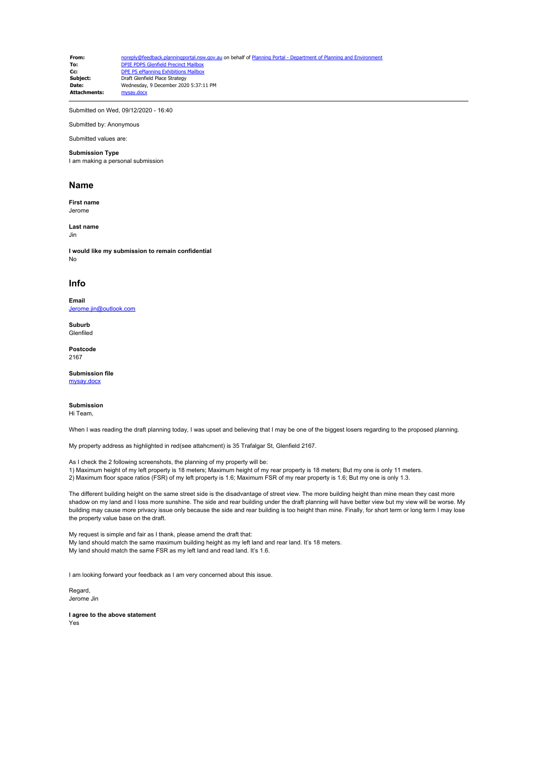| | |
|---|---|
| **From:** | noreply@feedback.planningportal.nsw.gov.au on behalf of Planning Portal - Department of Planning and Environment |
| **To:** | DPIE PDPS Glenfield Precinct Mailbox |
| **Cc:** | DPE PS ePlanning Exhibitions Mailbox |
| **Subject:** | Draft Glenfield Place Strategy |
| **Date:** | Wednesday, 9 December 2020 5:37:11 PM |
| **Attachments:** | mysay.docx |

---

Submitted on Wed, 09/12/2020 - 16:40

Submitted by: Anonymous

Submitted values are:

**Submission Type**
I am making a personal submission

## Name

**First name**
Jerome

**Last name**
Jin

**I would like my submission to remain confidential**
No

## Info

**Email**
Jerome.jin@outlook.com

**Suburb**
Glenfiled

**Postcode**
2167

**Submission file**
mysay.docx

**Submission**
Hi Team,

When I was reading the draft planning today, I was upset and believing that I may be one of the biggest losers regarding to the proposed planning.

My property address as highlighted in red(see attahcment) is 35 Trafalgar St, Glenfield 2167.

As I check the 2 following screenshots, the planning of my property will be:
1) Maximum height of my left property is 18 meters; Maximum height of my rear property is 18 meters; But my one is only 11 meters.
2) Maximum floor space ratios (FSR) of my left property is 1.6; Maximum FSR of my rear property is 1.6; But my one is only 1.3.

The different building height on the same street side is the disadvantage of street view. The more building height than mine mean they cast more shadow on my land and I loss more sunshine. The side and rear building under the draft planning will have better view but my view will be worse. My building may cause more privacy issue only because the side and rear building is too height than mine. Finally, for short term or long term I may lose the property value base on the draft.

My request is simple and fair as I thank, please amend the draft that:
My land should match the same maximum building height as my left land and rear land. It's 18 meters.
My land should match the same FSR as my left land and read land. It's 1.6.

I am looking forward your feedback as I am very concerned about this issue.

Regard,
Jerome Jin

**I agree to the above statement**
Yes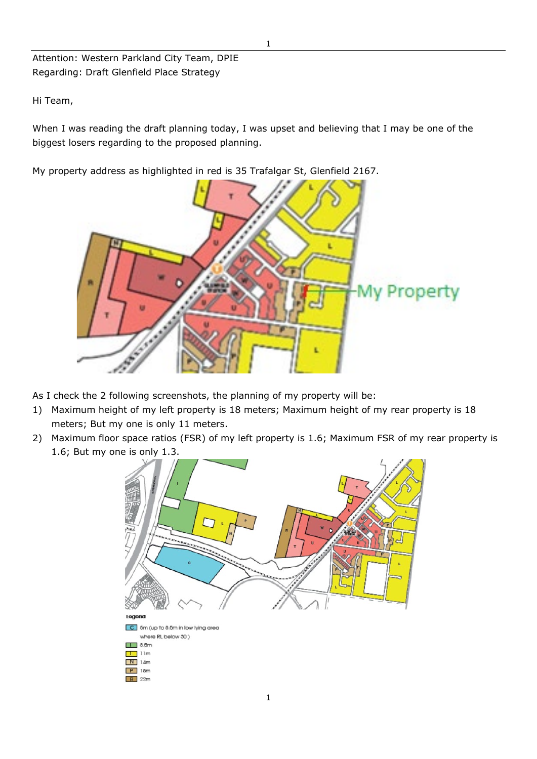Attention: Western Parkland City Team, DPIE
Regarding: Draft Glenfield Place Strategy

Hi Team,

When I was reading the draft planning today, I was upset and believing that I may be one of the biggest losers regarding to the proposed planning.

My property address as highlighted in red is 35 Trafalgar St, Glenfield 2167.

As I check the 2 following screenshots, the planning of my property will be:

1) Maximum height of my left property is 18 meters; Maximum height of my rear property is 18 meters; But my one is only 11 meters.
2) Maximum floor space ratios (FSR) of my left property is 1.6; Maximum FSR of my rear property is 1.6; But my one is only 1.3.

Legend

- C 6m (up to 8.5m in low lying area where RL below 30)
- I 8.5m
- L 11m
- N 14m
- P 18m
- R 22m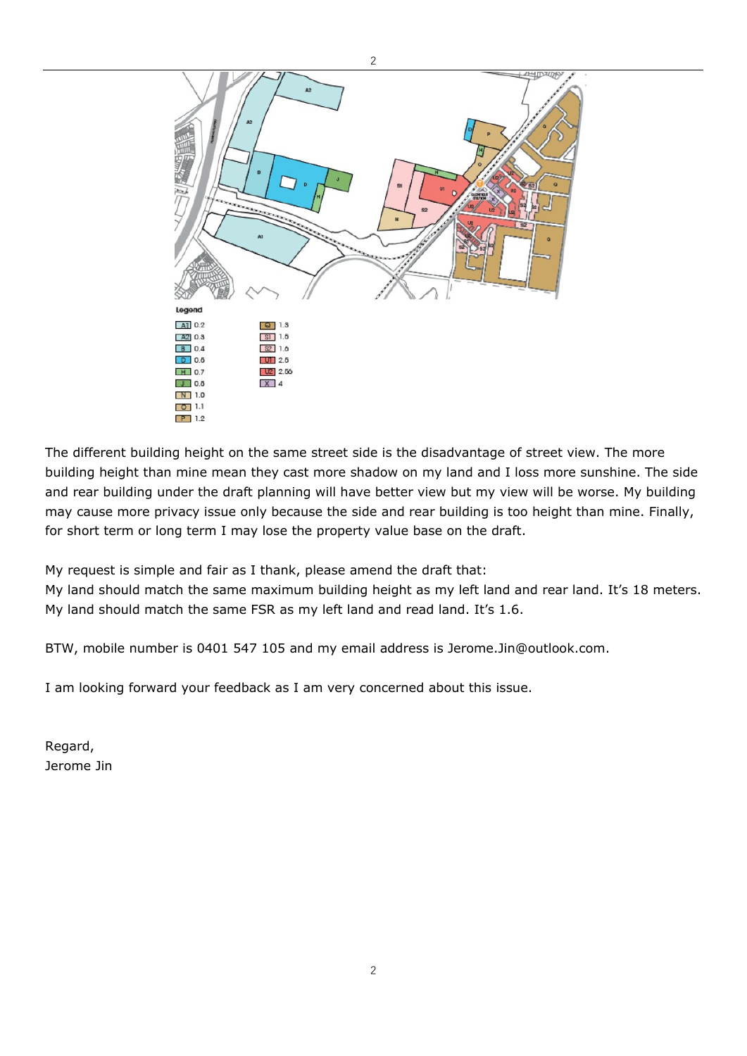Legend

A1 0.2
A2 0.3
B 0.4
D 0.6
H 0.7
J 0.8
N 1.0
O 1.1
P 1.2
Q 1.3
S1 1.5
S2 1.6
U1 2.5
U2 2.55
X 4

The different building height on the same street side is the disadvantage of street view. The more building height than mine mean they cast more shadow on my land and I loss more sunshine. The side and rear building under the draft planning will have better view but my view will be worse. My building may cause more privacy issue only because the side and rear building is too height than mine. Finally, for short term or long term I may lose the property value base on the draft.

My request is simple and fair as I thank, please amend the draft that:
My land should match the same maximum building height as my left land and rear land. It's 18 meters.
My land should match the same FSR as my left land and read land. It's 1.6.

BTW, mobile number is 0401 547 105 and my email address is Jerome.Jin@outlook.com.

I am looking forward your feedback as I am very concerned about this issue.

Regard,
Jerome Jin